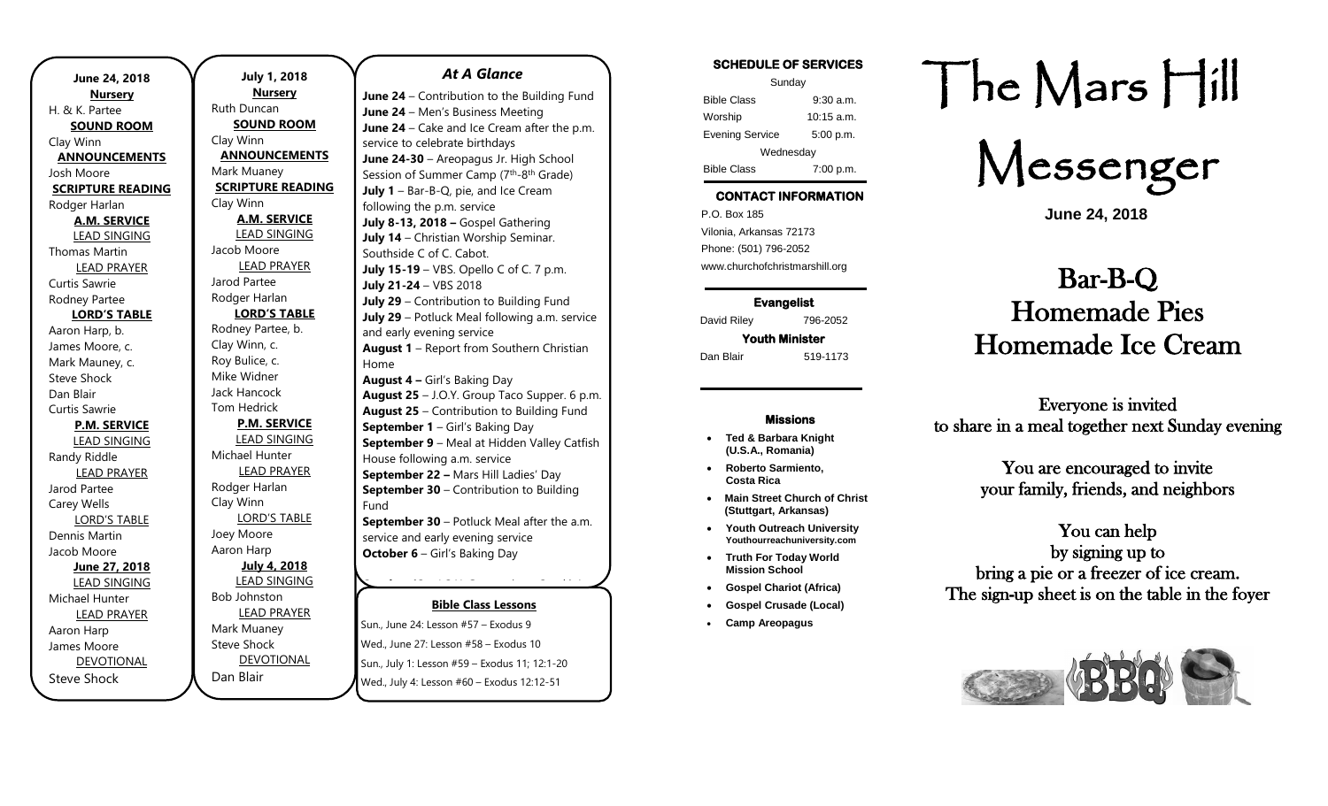**June 24, 2018**

**Nursery**

H. & K. Partee

**SOUND ROOM**

Clay Winn

**ANNOUNCEMENTS**

Josh Moore

**SCRIPTURE READING**

Rodger Harlan

**A.M. SERVICE**

LEAD SINGING

Thomas Martin

LEAD PRAYER

Curtis Sawrie

Rodney Partee

**LORD'S TABLE**

Aaron Harp, b.

James Moore, c.

Mark Mauney, c.

Steve Shock

Dan Blair

Curtis Sawrie

**P.M. SERVICE**

LEAD SINGING

Randy Riddle

LEAD PRAYER

Jarod Partee

Carey Wells

LORD'S TABLE

Dennis Martin

Jacob Moore

**June 27, 2018**

LEAD SINGING

Michael Hunter

LEAD PRAYER

Aaron Harp

James Moore

DEVOTIONAL

Steve Shock

**July 1, 2018**

**Nursery**

Ruth Duncan

**SOUND ROOM**

Clay Winn

**ANNOUNCEMENTS**

Mark Muaney

**SCRIPTURE READING**

Clay Winn

**A.M. SERVICE**

LEAD SINGING

Jacob Moore

LEAD PRAYER

Jarod Partee

Rodger Harlan

**LORD'S TABLE**

Rodney Partee, b.

Clay Winn, c.

Roy Bulice, c.

Mike Widner

Jack Hancock

Tom Hedrick

**P.M. SERVICE**

LEAD SINGING

Michael Hunter

LEAD PRAYER

Rodger Harlan

Clay Winn

LORD'S TABLE

Joey Moore

Aaron Harp

**July 4, 2018**

LEAD SINGING

Bob Johnston

LEAD PRAYER

Mark Muaney

Steve Shock

DEVOTIONAL

Dan Blair

## *At A Glance*

**June 24** – Contribution to the Building Fund
**June 24** – Men's Business Meeting
**June 24** – Cake and Ice Cream after the p.m. service to celebrate birthdays
**June 24-30** – Areopagus Jr. High School Session of Summer Camp (7th-8th Grade)
**July 1** – Bar-B-Q, pie, and Ice Cream following the p.m. service
**July 8-13, 2018 –** Gospel Gathering
**July 14** – Christian Worship Seminar. Southside C of C. Cabot.
**July 15-19** – VBS. Opello C of C. 7 p.m.
**July 21-24** – VBS 2018
**July 29** – Contribution to Building Fund
**July 29** – Potluck Meal following a.m. service and early evening service
**August 1** – Report from Southern Christian Home
**August 4 –** Girl's Baking Day
**August 25** – J.O.Y. Group Taco Supper. 6 p.m.
**August 25** – Contribution to Building Fund
**September 1** – Girl's Baking Day
**September 9** – Meal at Hidden Valley Catfish House following a.m. service
**September 22 –** Mars Hill Ladies' Day
**September 30** – Contribution to Building Fund
**September 30** – Potluck Meal after the a.m. service and early evening service
**October 6** – Girl's Baking Day

**Bible Class Lessons**

Sun., June 24: Lesson #57 – Exodus 9
Wed., June 27: Lesson #58 – Exodus 10
Sun., July 1: Lesson #59 – Exodus 11; 12:1-20
Wed., July 4: Lesson #60 – Exodus 12:12-51

**SCHEDULE OF SERVICES**

| Sunday | |
|---|---|
| Bible Class | 9:30 a.m. |
| Worship | 10:15 a.m. |
| Evening Service | 5:00 p.m. |
| Wednesday | |
| Bible Class | 7:00 p.m. |

**CONTACT INFORMATION**

P.O. Box 185
Vilonia, Arkansas 72173
Phone: (501) 796-2052
www.churchofchristmarshill.org

**Evangelist**

David Riley 796-2052

**Youth Minister**

Dan Blair 519-1173

**Missions**

- **Ted & Barbara Knight (U.S.A., Romania)**
- **Roberto Sarmiento, Costa Rica**
- **Main Street Church of Christ (Stuttgart, Arkansas)**
- **Youth Outreach University** Youthourreachuniversity.com
- **Truth For Today World Mission School**
- **Gospel Chariot (Africa)**
- **Gospel Crusade (Local)**
- **Camp Areopagus**

# The Mars Hill Messenger

**June 24, 2018**

# Bar-B-Q Homemade Pies Homemade Ice Cream

Everyone is invited to share in a meal together next Sunday evening

You are encouraged to invite your family, friends, and neighbors

You can help by signing up to bring a pie or a freezer of ice cream. The sign-up sheet is on the table in the foyer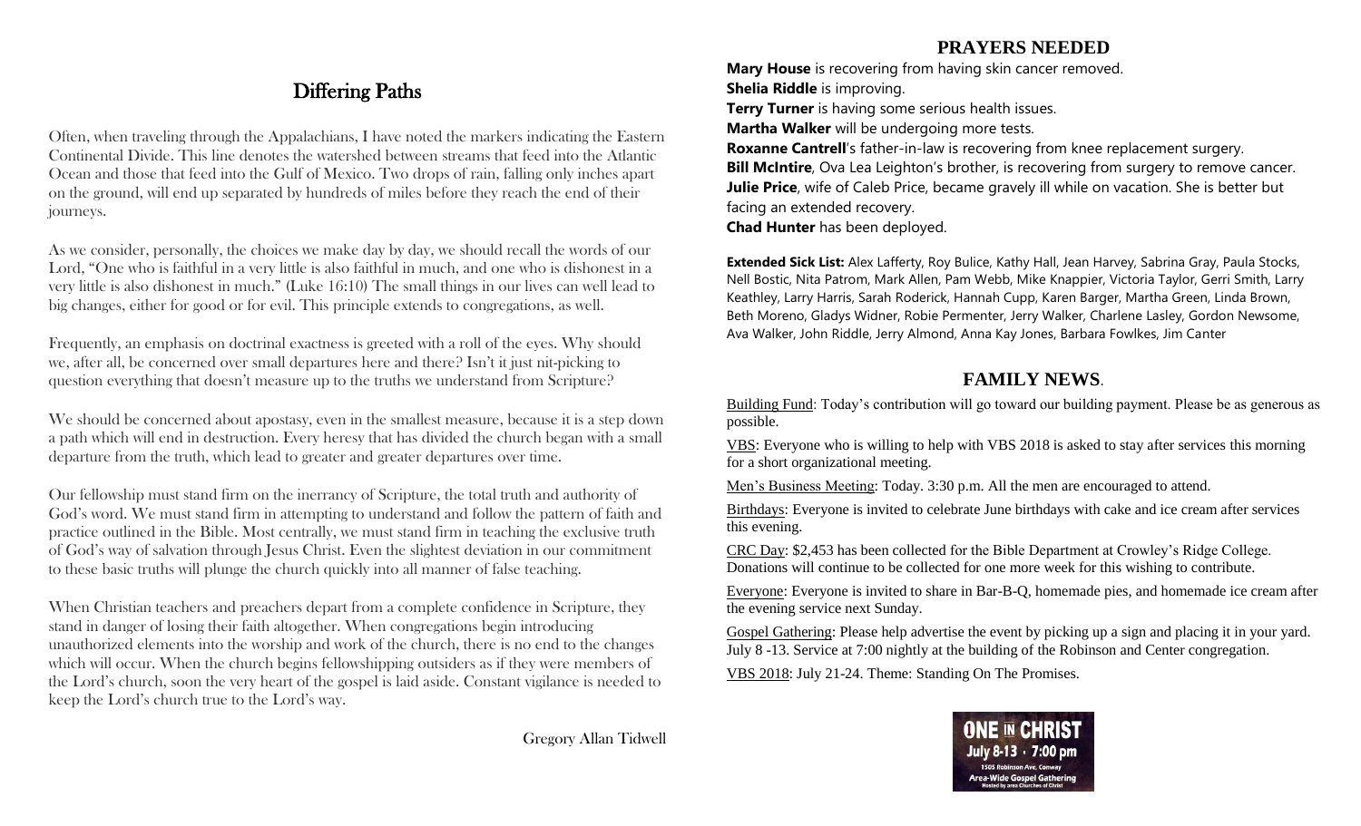# Differing Paths

Often, when traveling through the Appalachians, I have noted the markers indicating the Eastern Continental Divide. This line denotes the watershed between streams that feed into the Atlantic Ocean and those that feed into the Gulf of Mexico. Two drops of rain, falling only inches apart on the ground, will end up separated by hundreds of miles before they reach the end of their journeys.

As we consider, personally, the choices we make day by day, we should recall the words of our Lord, "One who is faithful in a very little is also faithful in much, and one who is dishonest in a very little is also dishonest in much." (Luke 16:10) The small things in our lives can well lead to big changes, either for good or for evil. This principle extends to congregations, as well.

Frequently, an emphasis on doctrinal exactness is greeted with a roll of the eyes. Why should we, after all, be concerned over small departures here and there? Isn't it just nit-picking to question everything that doesn't measure up to the truths we understand from Scripture?

We should be concerned about apostasy, even in the smallest measure, because it is a step down a path which will end in destruction. Every heresy that has divided the church began with a small departure from the truth, which lead to greater and greater departures over time.

Our fellowship must stand firm on the inerrancy of Scripture, the total truth and authority of God's word. We must stand firm in attempting to understand and follow the pattern of faith and practice outlined in the Bible. Most centrally, we must stand firm in teaching the exclusive truth of God's way of salvation through Jesus Christ. Even the slightest deviation in our commitment to these basic truths will plunge the church quickly into all manner of false teaching.

When Christian teachers and preachers depart from a complete confidence in Scripture, they stand in danger of losing their faith altogether. When congregations begin introducing unauthorized elements into the worship and work of the church, there is no end to the changes which will occur. When the church begins fellowshipping outsiders as if they were members of the Lord's church, soon the very heart of the gospel is laid aside. Constant vigilance is needed to keep the Lord's church true to the Lord's way.

Gregory Allan Tidwell

## PRAYERS NEEDED

**Mary House** is recovering from having skin cancer removed.
**Shelia Riddle** is improving.
**Terry Turner** is having some serious health issues.
**Martha Walker** will be undergoing more tests.
**Roxanne Cantrell**'s father-in-law is recovering from knee replacement surgery.
**Bill McIntire**, Ova Lea Leighton's brother, is recovering from surgery to remove cancer.
**Julie Price**, wife of Caleb Price, became gravely ill while on vacation. She is better but facing an extended recovery.
**Chad Hunter** has been deployed.

**Extended Sick List:** Alex Lafferty, Roy Bulice, Kathy Hall, Jean Harvey, Sabrina Gray, Paula Stocks, Nell Bostic, Nita Patrom, Mark Allen, Pam Webb, Mike Knappier, Victoria Taylor, Gerri Smith, Larry Keathley, Larry Harris, Sarah Roderick, Hannah Cupp, Karen Barger, Martha Green, Linda Brown, Beth Moreno, Gladys Widner, Robie Permenter, Jerry Walker, Charlene Lasley, Gordon Newsome, Ava Walker, John Riddle, Jerry Almond, Anna Kay Jones, Barbara Fowlkes, Jim Canter

## FAMILY NEWS.

Building Fund: Today's contribution will go toward our building payment. Please be as generous as possible.

VBS: Everyone who is willing to help with VBS 2018 is asked to stay after services this morning for a short organizational meeting.

Men's Business Meeting: Today. 3:30 p.m. All the men are encouraged to attend.

Birthdays: Everyone is invited to celebrate June birthdays with cake and ice cream after services this evening.

CRC Day: $2,453 has been collected for the Bible Department at Crowley's Ridge College. Donations will continue to be collected for one more week for this wishing to contribute.

Everyone: Everyone is invited to share in Bar-B-Q, homemade pies, and homemade ice cream after the evening service next Sunday.

Gospel Gathering: Please help advertise the event by picking up a sign and placing it in your yard. July 8 -13. Service at 7:00 nightly at the building of the Robinson and Center congregation.

VBS 2018: July 21-24. Theme: Standing On The Promises.

ONE IN CHRIST
July 8-13 · 7:00 pm
1505 Robinson Ave, Conway
Area-Wide Gospel Gathering
Hosted by area Churches of Christ